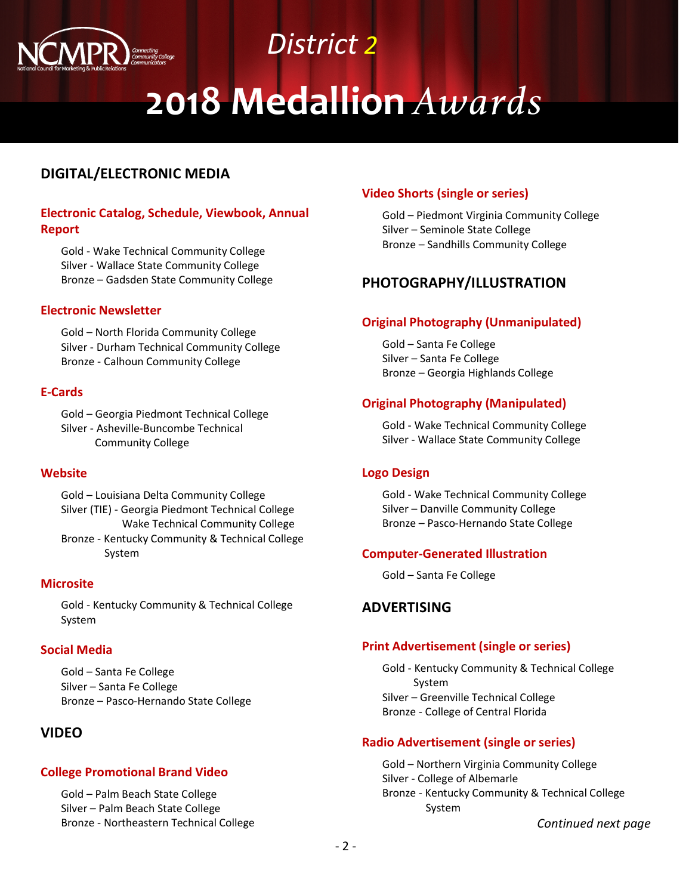# District 2

# 2018 Medallion *Awards*

## DIGITAL/ELECTRONIC MEDIA

### Electronic Catalog, Schedule, Viewbook, Annual Report

Gold - Wake Technical Community College
Silver - Wallace State Community College
Bronze – Gadsden State Community College

### Electronic Newsletter

Gold – North Florida Community College
Silver - Durham Technical Community College
Bronze - Calhoun Community College

### E-Cards

Gold – Georgia Piedmont Technical College
Silver - Asheville-Buncombe Technical Community College

### Website

Gold – Louisiana Delta Community College
Silver (TIE) - Georgia Piedmont Technical College
Wake Technical Community College
Bronze - Kentucky Community & Technical College System

### Microsite

Gold - Kentucky Community & Technical College System

### Social Media

Gold – Santa Fe College
Silver – Santa Fe College
Bronze – Pasco-Hernando State College

## VIDEO

### College Promotional Brand Video

Gold – Palm Beach State College
Silver – Palm Beach State College
Bronze - Northeastern Technical College

### Video Shorts (single or series)

Gold – Piedmont Virginia Community College
Silver – Seminole State College
Bronze – Sandhills Community College

## PHOTOGRAPHY/ILLUSTRATION

### Original Photography (Unmanipulated)

Gold – Santa Fe College
Silver – Santa Fe College
Bronze – Georgia Highlands College

### Original Photography (Manipulated)

Gold - Wake Technical Community College
Silver - Wallace State Community College

### Logo Design

Gold - Wake Technical Community College
Silver – Danville Community College
Bronze – Pasco-Hernando State College

### Computer-Generated Illustration

Gold – Santa Fe College

## ADVERTISING

### Print Advertisement (single or series)

Gold - Kentucky Community & Technical College System
Silver – Greenville Technical College
Bronze - College of Central Florida

### Radio Advertisement (single or series)

Gold – Northern Virginia Community College
Silver - College of Albemarle
Bronze - Kentucky Community & Technical College System

*Continued next page*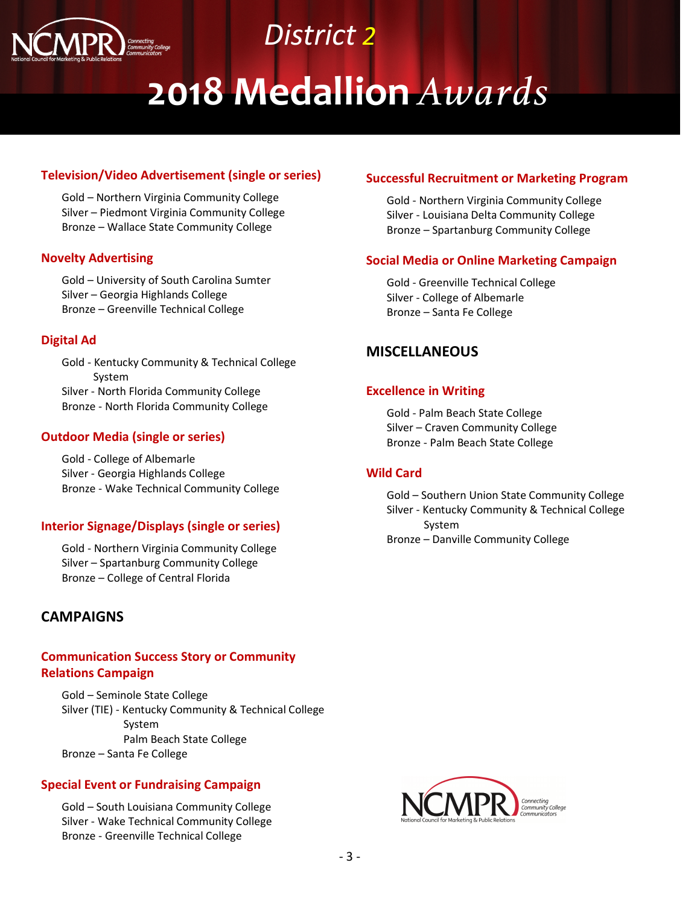# District 2

# 2018 Medallion *Awards*

### Television/Video Advertisement (single or series)

Gold – Northern Virginia Community College
Silver – Piedmont Virginia Community College
Bronze – Wallace State Community College

### Novelty Advertising

Gold – University of South Carolina Sumter
Silver – Georgia Highlands College
Bronze – Greenville Technical College

### Digital Ad

Gold - Kentucky Community & Technical College System
Silver - North Florida Community College
Bronze - North Florida Community College

### Outdoor Media (single or series)

Gold - College of Albemarle
Silver - Georgia Highlands College
Bronze - Wake Technical Community College

### Interior Signage/Displays (single or series)

Gold - Northern Virginia Community College
Silver – Spartanburg Community College
Bronze – College of Central Florida

## CAMPAIGNS

### Communication Success Story or Community Relations Campaign

Gold – Seminole State College
Silver (TIE) - Kentucky Community & Technical College System
Palm Beach State College
Bronze – Santa Fe College

### Special Event or Fundraising Campaign

Gold – South Louisiana Community College
Silver - Wake Technical Community College
Bronze - Greenville Technical College

### Successful Recruitment or Marketing Program

Gold - Northern Virginia Community College
Silver - Louisiana Delta Community College
Bronze – Spartanburg Community College

### Social Media or Online Marketing Campaign

Gold - Greenville Technical College
Silver - College of Albemarle
Bronze – Santa Fe College

## MISCELLANEOUS

### Excellence in Writing

Gold - Palm Beach State College
Silver – Craven Community College
Bronze - Palm Beach State College

### Wild Card

Gold – Southern Union State Community College
Silver - Kentucky Community & Technical College System
Bronze – Danville Community College